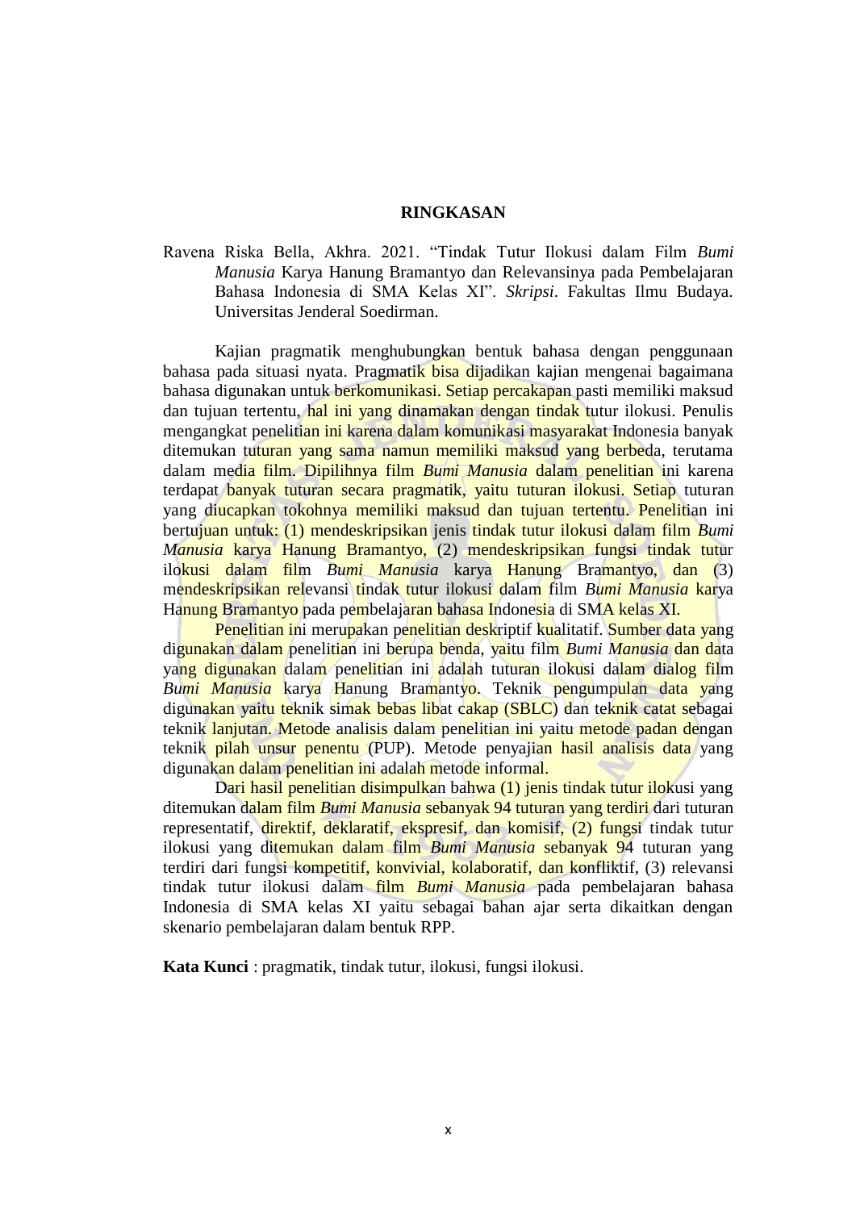# RINGKASAN

Ravena Riska Bella, Akhra. 2021. "Tindak Tutur Ilokusi dalam Film *Bumi Manusia* Karya Hanung Bramantyo dan Relevansinya pada Pembelajaran Bahasa Indonesia di SMA Kelas XI". *Skripsi*. Fakultas Ilmu Budaya. Universitas Jenderal Soedirman.

Kajian pragmatik menghubungkan bentuk bahasa dengan penggunaan bahasa pada situasi nyata. Pragmatik bisa dijadikan kajian mengenai bagaimana bahasa digunakan untuk berkomunikasi. Setiap percakapan pasti memiliki maksud dan tujuan tertentu, hal ini yang dinamakan dengan tindak tutur ilokusi. Penulis mengangkat penelitian ini karena dalam komunikasi masyarakat Indonesia banyak ditemukan tuturan yang sama namun memiliki maksud yang berbeda, terutama dalam media film. Dipilihnya film *Bumi Manusia* dalam penelitian ini karena terdapat banyak tuturan secara pragmatik, yaitu tuturan ilokusi. Setiap tuturan yang diucapkan tokohnya memiliki maksud dan tujuan tertentu. Penelitian ini bertujuan untuk: (1) mendeskripsikan jenis tindak tutur ilokusi dalam film *Bumi Manusia* karya Hanung Bramantyo, (2) mendeskripsikan fungsi tindak tutur ilokusi dalam film *Bumi Manusia* karya Hanung Bramantyo, dan (3) mendeskripsikan relevansi tindak tutur ilokusi dalam film *Bumi Manusia* karya Hanung Bramantyo pada pembelajaran bahasa Indonesia di SMA kelas XI.

Penelitian ini merupakan penelitian deskriptif kualitatif. Sumber data yang digunakan dalam penelitian ini berupa benda, yaitu film *Bumi Manusia* dan data yang digunakan dalam penelitian ini adalah tuturan ilokusi dalam dialog film *Bumi Manusia* karya Hanung Bramantyo. Teknik pengumpulan data yang digunakan yaitu teknik simak bebas libat cakap (SBLC) dan teknik catat sebagai teknik lanjutan. Metode analisis dalam penelitian ini yaitu metode padan dengan teknik pilah unsur penentu (PUP). Metode penyajian hasil analisis data yang digunakan dalam penelitian ini adalah metode informal.

Dari hasil penelitian disimpulkan bahwa (1) jenis tindak tutur ilokusi yang ditemukan dalam film *Bumi Manusia* sebanyak 94 tuturan yang terdiri dari tuturan representatif, direktif, deklaratif, ekspresif, dan komisif, (2) fungsi tindak tutur ilokusi yang ditemukan dalam film *Bumi Manusia* sebanyak 94 tuturan yang terdiri dari fungsi kompetitif, konvivial, kolaboratif, dan konfliktif, (3) relevansi tindak tutur ilokusi dalam film *Bumi Manusia* pada pembelajaran bahasa Indonesia di SMA kelas XI yaitu sebagai bahan ajar serta dikaitkan dengan skenario pembelajaran dalam bentuk RPP.

**Kata Kunci** : pragmatik, tindak tutur, ilokusi, fungsi ilokusi.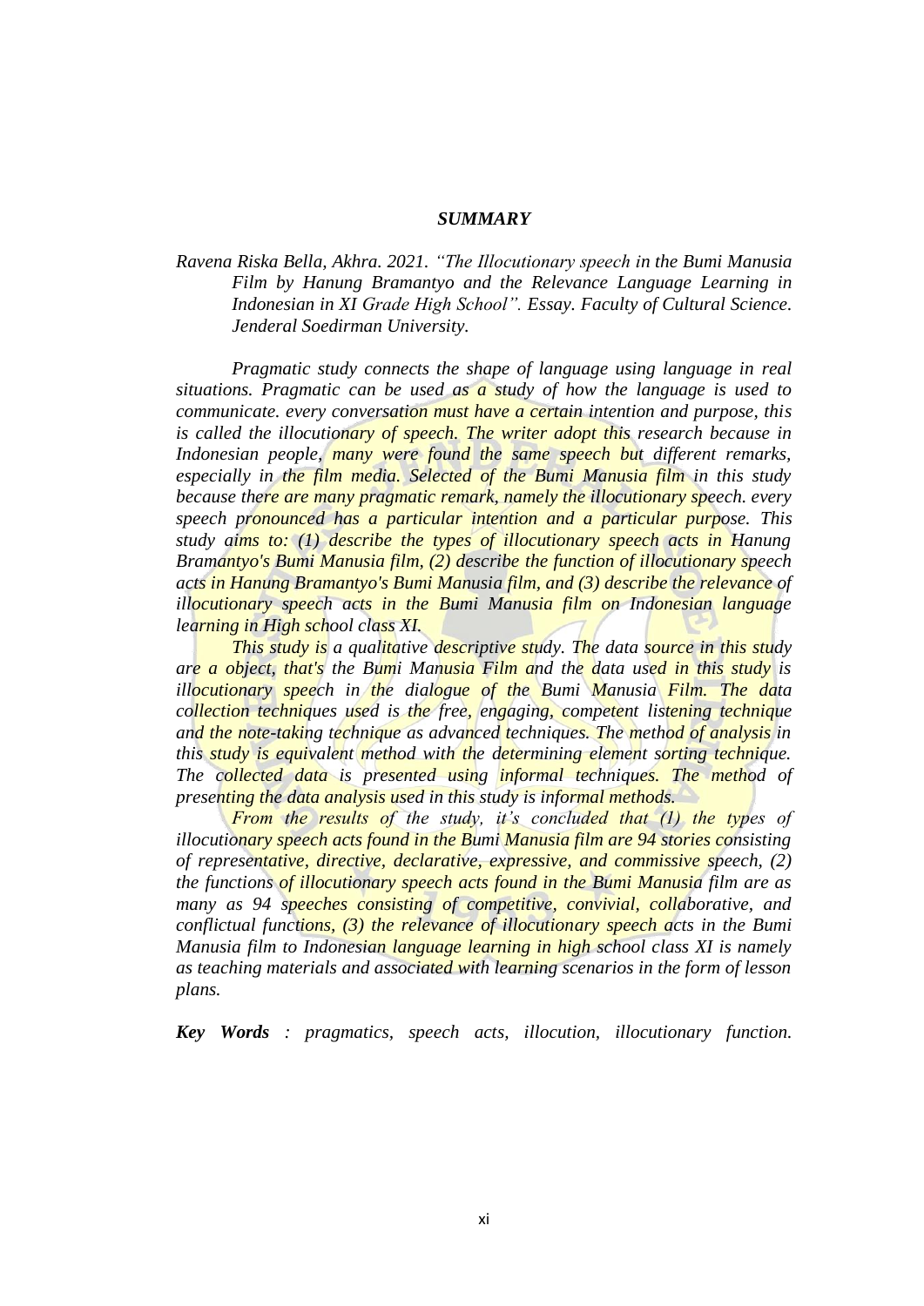## *SUMMARY*

*Ravena Riska Bella, Akhra. 2021. "The Illocutionary speech in the Bumi Manusia Film by Hanung Bramantyo and the Relevance Language Learning in Indonesian in XI Grade High School". Essay. Faculty of Cultural Science. Jenderal Soedirman University.*

*Pragmatic study connects the shape of language using language in real situations. Pragmatic can be used as a study of how the language is used to communicate. every conversation must have a certain intention and purpose, this is called the illocutionary of speech. The writer adopt this research because in Indonesian people, many were found the same speech but different remarks, especially in the film media. Selected of the Bumi Manusia film in this study because there are many pragmatic remark, namely the illocutionary speech. every speech pronounced has a particular intention and a particular purpose. This study aims to: (1) describe the types of illocutionary speech acts in Hanung Bramantyo's Bumi Manusia film, (2) describe the function of illocutionary speech acts in Hanung Bramantyo's Bumi Manusia film, and (3) describe the relevance of illocutionary speech acts in the Bumi Manusia film on Indonesian language learning in High school class XI.*

*This study is a qualitative descriptive study. The data source in this study are a object, that's the Bumi Manusia Film and the data used in this study is illocutionary speech in the dialogue of the Bumi Manusia Film. The data collection techniques used is the free, engaging, competent listening technique and the note-taking technique as advanced techniques. The method of analysis in this study is equivalent method with the determining element sorting technique. The collected data is presented using informal techniques. The method of presenting the data analysis used in this study is informal methods.*

*From the results of the study, it's concluded that (1) the types of illocutionary speech acts found in the Bumi Manusia film are 94 stories consisting of representative, directive, declarative, expressive, and commissive speech, (2) the functions of illocutionary speech acts found in the Bumi Manusia film are as many as 94 speeches consisting of competitive, convivial, collaborative, and conflictual functions, (3) the relevance of illocutionary speech acts in the Bumi Manusia film to Indonesian language learning in high school class XI is namely as teaching materials and associated with learning scenarios in the form of lesson plans.*

***Key Words** : pragmatics, speech acts, illocution, illocutionary function.*